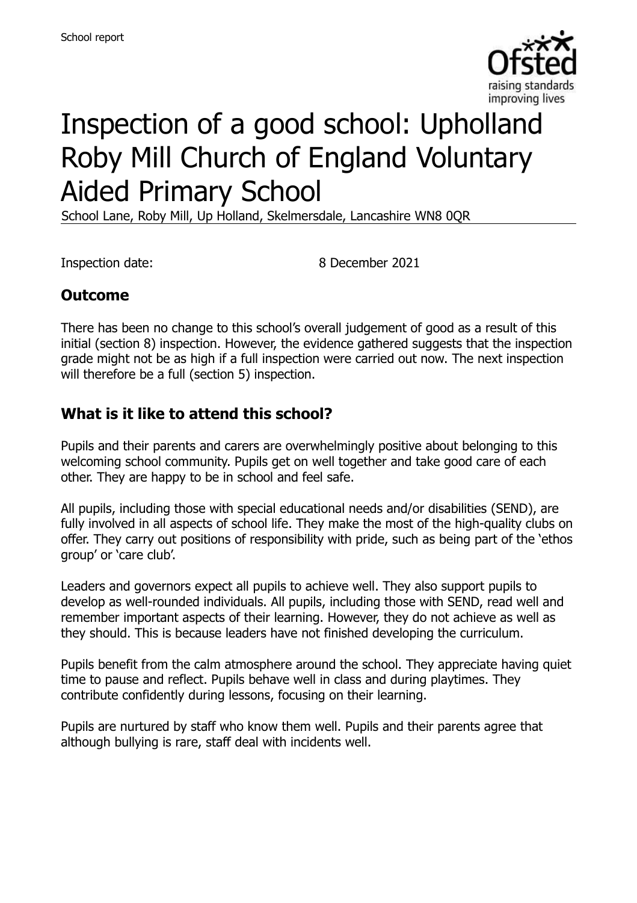School report

# Inspection of a good school: Upholland Roby Mill Church of England Voluntary Aided Primary School

School Lane, Roby Mill, Up Holland, Skelmersdale, Lancashire WN8 0QR

Inspection date: 8 December 2021

## Outcome

There has been no change to this school's overall judgement of good as a result of this initial (section 8) inspection. However, the evidence gathered suggests that the inspection grade might not be as high if a full inspection were carried out now. The next inspection will therefore be a full (section 5) inspection.

## What is it like to attend this school?

Pupils and their parents and carers are overwhelmingly positive about belonging to this welcoming school community. Pupils get on well together and take good care of each other. They are happy to be in school and feel safe.

All pupils, including those with special educational needs and/or disabilities (SEND), are fully involved in all aspects of school life. They make the most of the high-quality clubs on offer. They carry out positions of responsibility with pride, such as being part of the 'ethos group' or 'care club'.

Leaders and governors expect all pupils to achieve well. They also support pupils to develop as well-rounded individuals. All pupils, including those with SEND, read well and remember important aspects of their learning. However, they do not achieve as well as they should. This is because leaders have not finished developing the curriculum.

Pupils benefit from the calm atmosphere around the school. They appreciate having quiet time to pause and reflect. Pupils behave well in class and during playtimes. They contribute confidently during lessons, focusing on their learning.

Pupils are nurtured by staff who know them well. Pupils and their parents agree that although bullying is rare, staff deal with incidents well.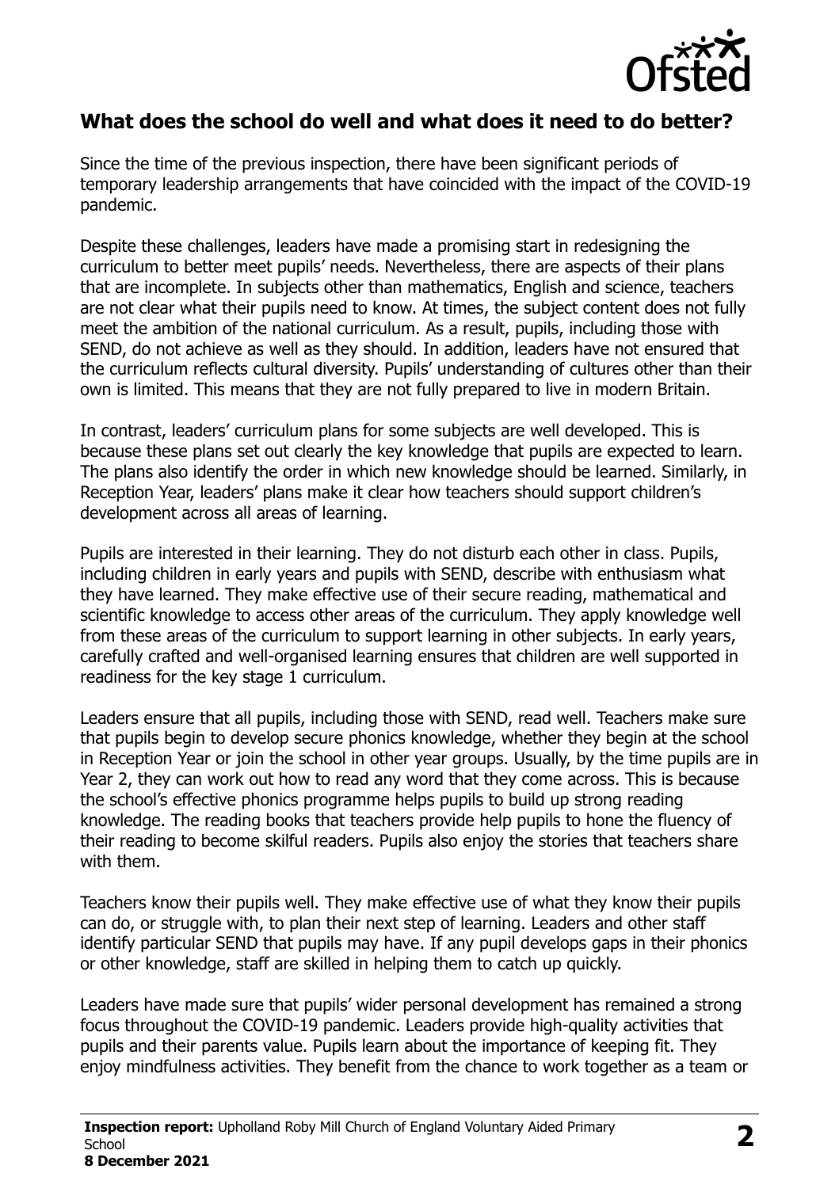## What does the school do well and what does it need to do better?

Since the time of the previous inspection, there have been significant periods of temporary leadership arrangements that have coincided with the impact of the COVID-19 pandemic.

Despite these challenges, leaders have made a promising start in redesigning the curriculum to better meet pupils' needs. Nevertheless, there are aspects of their plans that are incomplete. In subjects other than mathematics, English and science, teachers are not clear what their pupils need to know. At times, the subject content does not fully meet the ambition of the national curriculum. As a result, pupils, including those with SEND, do not achieve as well as they should. In addition, leaders have not ensured that the curriculum reflects cultural diversity. Pupils' understanding of cultures other than their own is limited. This means that they are not fully prepared to live in modern Britain.

In contrast, leaders' curriculum plans for some subjects are well developed. This is because these plans set out clearly the key knowledge that pupils are expected to learn. The plans also identify the order in which new knowledge should be learned. Similarly, in Reception Year, leaders' plans make it clear how teachers should support children's development across all areas of learning.

Pupils are interested in their learning. They do not disturb each other in class. Pupils, including children in early years and pupils with SEND, describe with enthusiasm what they have learned. They make effective use of their secure reading, mathematical and scientific knowledge to access other areas of the curriculum. They apply knowledge well from these areas of the curriculum to support learning in other subjects. In early years, carefully crafted and well-organised learning ensures that children are well supported in readiness for the key stage 1 curriculum.

Leaders ensure that all pupils, including those with SEND, read well. Teachers make sure that pupils begin to develop secure phonics knowledge, whether they begin at the school in Reception Year or join the school in other year groups. Usually, by the time pupils are in Year 2, they can work out how to read any word that they come across. This is because the school's effective phonics programme helps pupils to build up strong reading knowledge. The reading books that teachers provide help pupils to hone the fluency of their reading to become skilful readers. Pupils also enjoy the stories that teachers share with them.

Teachers know their pupils well. They make effective use of what they know their pupils can do, or struggle with, to plan their next step of learning. Leaders and other staff identify particular SEND that pupils may have. If any pupil develops gaps in their phonics or other knowledge, staff are skilled in helping them to catch up quickly.

Leaders have made sure that pupils' wider personal development has remained a strong focus throughout the COVID-19 pandemic. Leaders provide high-quality activities that pupils and their parents value. Pupils learn about the importance of keeping fit. They enjoy mindfulness activities. They benefit from the chance to work together as a team or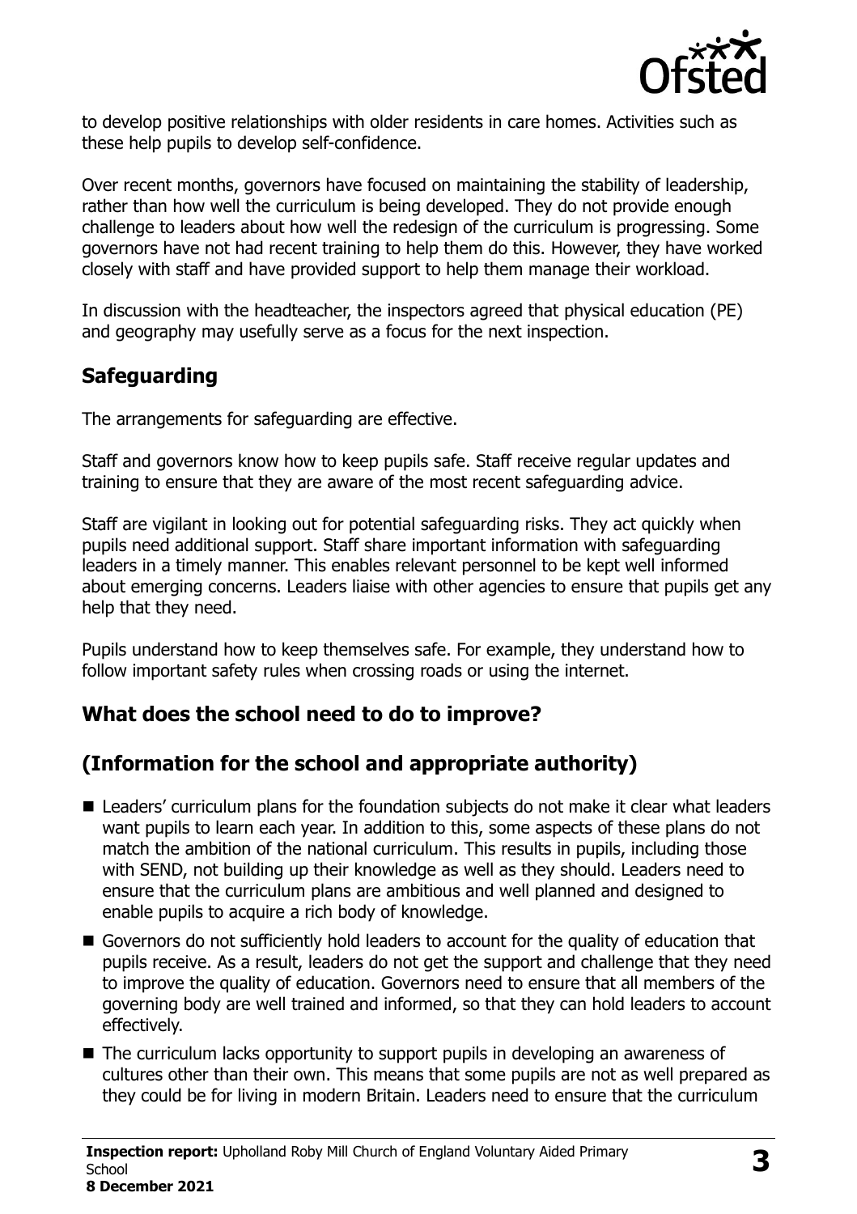to develop positive relationships with older residents in care homes. Activities such as these help pupils to develop self-confidence.

Over recent months, governors have focused on maintaining the stability of leadership, rather than how well the curriculum is being developed. They do not provide enough challenge to leaders about how well the redesign of the curriculum is progressing. Some governors have not had recent training to help them do this. However, they have worked closely with staff and have provided support to help them manage their workload.

In discussion with the headteacher, the inspectors agreed that physical education (PE) and geography may usefully serve as a focus for the next inspection.

## Safeguarding

The arrangements for safeguarding are effective.

Staff and governors know how to keep pupils safe. Staff receive regular updates and training to ensure that they are aware of the most recent safeguarding advice.

Staff are vigilant in looking out for potential safeguarding risks. They act quickly when pupils need additional support. Staff share important information with safeguarding leaders in a timely manner. This enables relevant personnel to be kept well informed about emerging concerns. Leaders liaise with other agencies to ensure that pupils get any help that they need.

Pupils understand how to keep themselves safe. For example, they understand how to follow important safety rules when crossing roads or using the internet.

## What does the school need to do to improve?

## (Information for the school and appropriate authority)

- Leaders' curriculum plans for the foundation subjects do not make it clear what leaders want pupils to learn each year. In addition to this, some aspects of these plans do not match the ambition of the national curriculum. This results in pupils, including those with SEND, not building up their knowledge as well as they should. Leaders need to ensure that the curriculum plans are ambitious and well planned and designed to enable pupils to acquire a rich body of knowledge.
- Governors do not sufficiently hold leaders to account for the quality of education that pupils receive. As a result, leaders do not get the support and challenge that they need to improve the quality of education. Governors need to ensure that all members of the governing body are well trained and informed, so that they can hold leaders to account effectively.
- The curriculum lacks opportunity to support pupils in developing an awareness of cultures other than their own. This means that some pupils are not as well prepared as they could be for living in modern Britain. Leaders need to ensure that the curriculum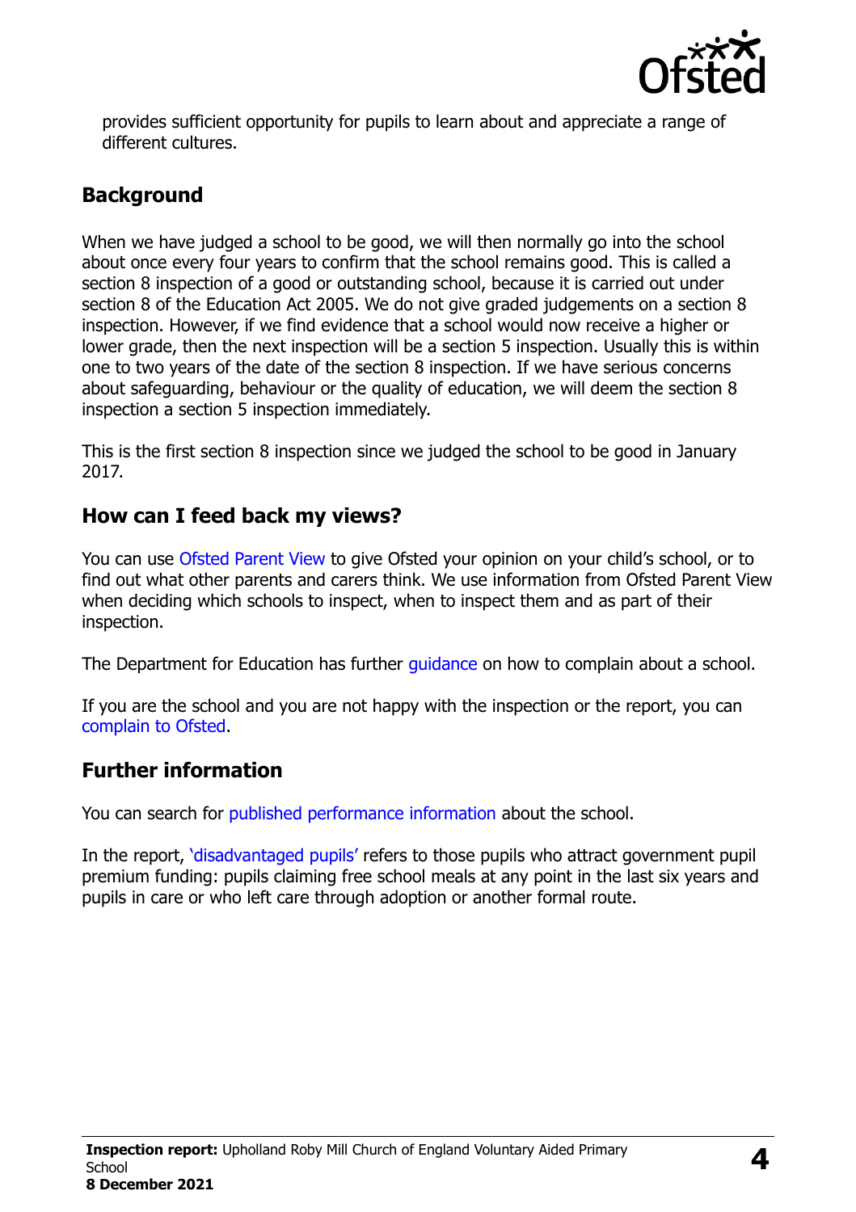provides sufficient opportunity for pupils to learn about and appreciate a range of different cultures.

## Background

When we have judged a school to be good, we will then normally go into the school about once every four years to confirm that the school remains good. This is called a section 8 inspection of a good or outstanding school, because it is carried out under section 8 of the Education Act 2005. We do not give graded judgements on a section 8 inspection. However, if we find evidence that a school would now receive a higher or lower grade, then the next inspection will be a section 5 inspection. Usually this is within one to two years of the date of the section 8 inspection. If we have serious concerns about safeguarding, behaviour or the quality of education, we will deem the section 8 inspection a section 5 inspection immediately.

This is the first section 8 inspection since we judged the school to be good in January 2017.

## How can I feed back my views?

You can use Ofsted Parent View to give Ofsted your opinion on your child's school, or to find out what other parents and carers think. We use information from Ofsted Parent View when deciding which schools to inspect, when to inspect them and as part of their inspection.

The Department for Education has further guidance on how to complain about a school.

If you are the school and you are not happy with the inspection or the report, you can complain to Ofsted.

## Further information

You can search for published performance information about the school.

In the report, 'disadvantaged pupils' refers to those pupils who attract government pupil premium funding: pupils claiming free school meals at any point in the last six years and pupils in care or who left care through adoption or another formal route.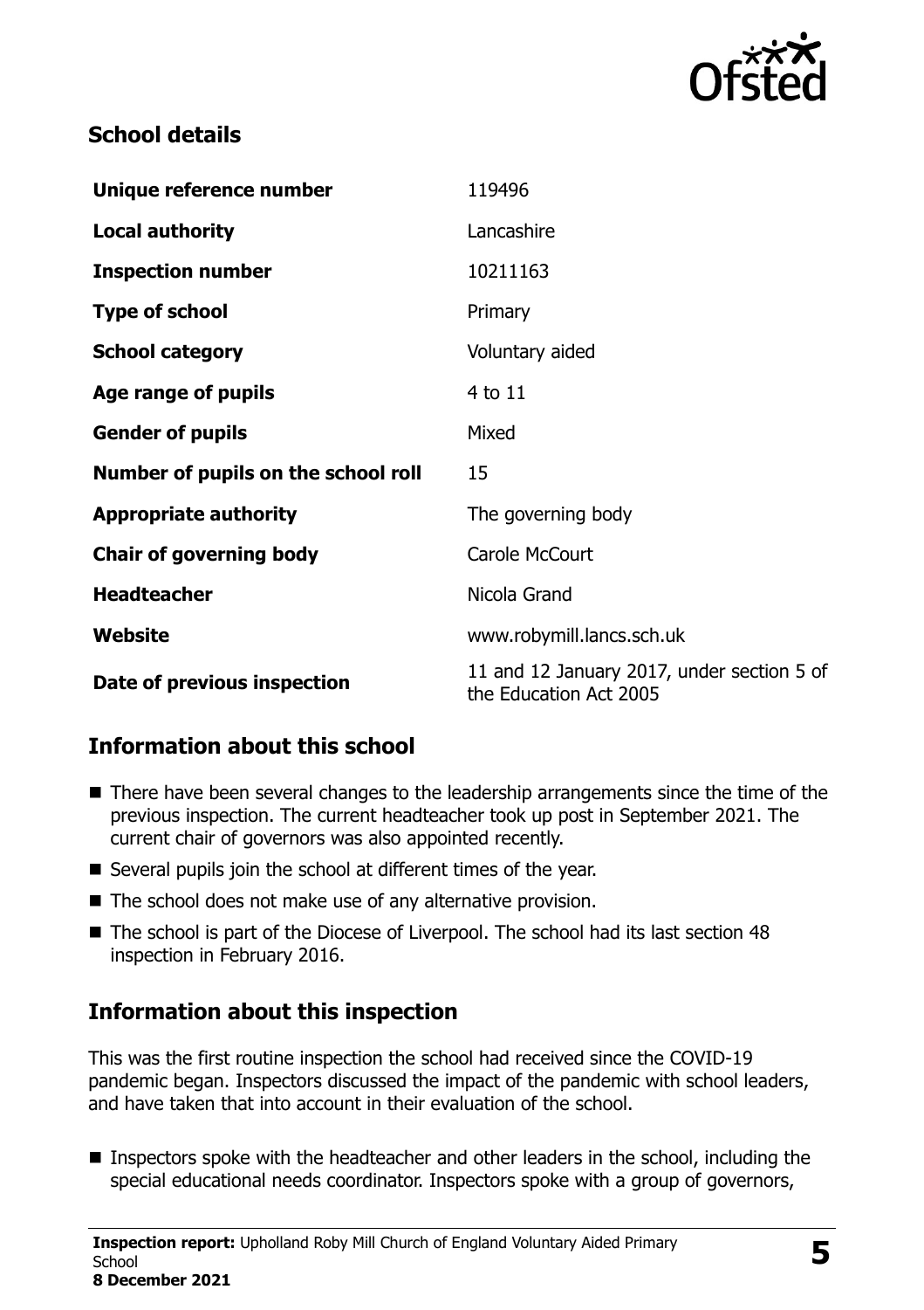## School details

| | |
|---|---|
| **Unique reference number** | 119496 |
| **Local authority** | Lancashire |
| **Inspection number** | 10211163 |
| **Type of school** | Primary |
| **School category** | Voluntary aided |
| **Age range of pupils** | 4 to 11 |
| **Gender of pupils** | Mixed |
| **Number of pupils on the school roll** | 15 |
| **Appropriate authority** | The governing body |
| **Chair of governing body** | Carole McCourt |
| **Headteacher** | Nicola Grand |
| **Website** | www.robymill.lancs.sch.uk |
| **Date of previous inspection** | 11 and 12 January 2017, under section 5 of the Education Act 2005 |

## Information about this school

- There have been several changes to the leadership arrangements since the time of the previous inspection. The current headteacher took up post in September 2021. The current chair of governors was also appointed recently.
- Several pupils join the school at different times of the year.
- The school does not make use of any alternative provision.
- The school is part of the Diocese of Liverpool. The school had its last section 48 inspection in February 2016.

## Information about this inspection

This was the first routine inspection the school had received since the COVID-19 pandemic began. Inspectors discussed the impact of the pandemic with school leaders, and have taken that into account in their evaluation of the school.

- Inspectors spoke with the headteacher and other leaders in the school, including the special educational needs coordinator. Inspectors spoke with a group of governors,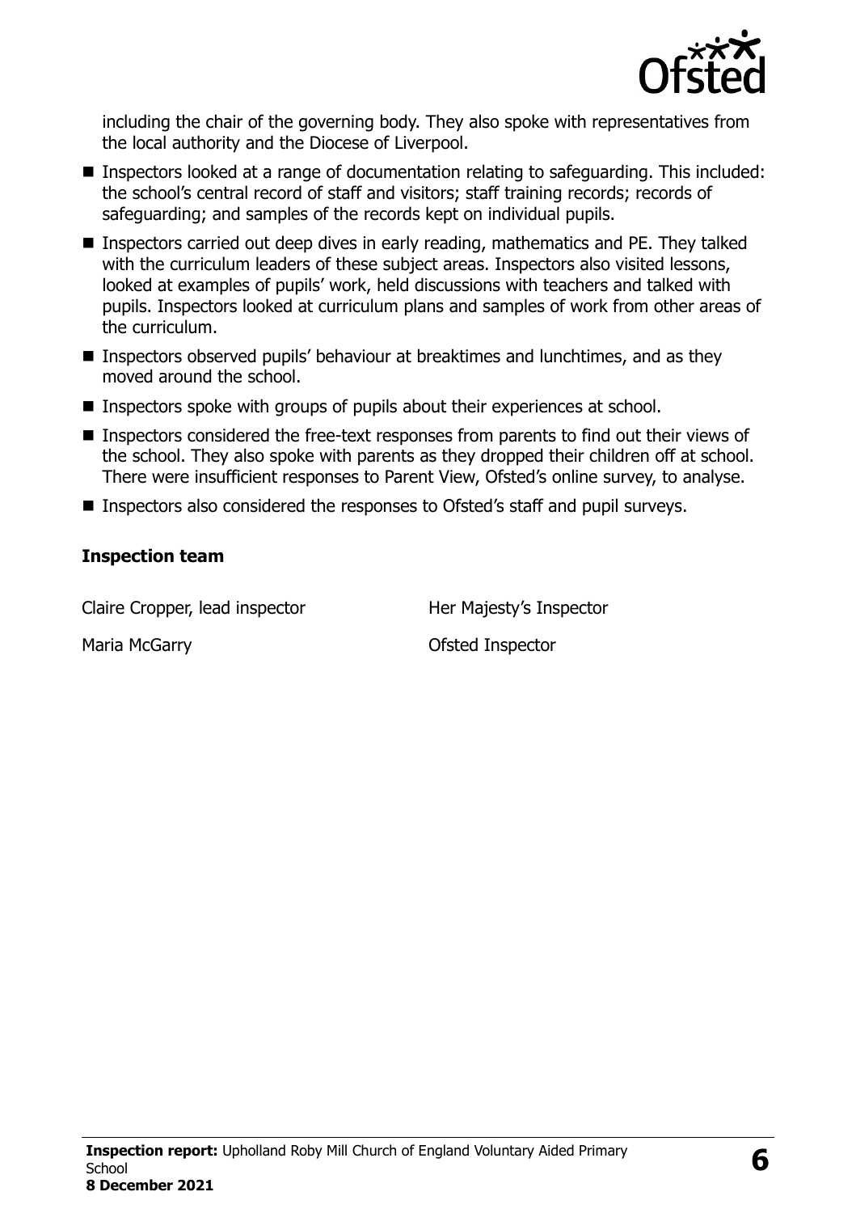including the chair of the governing body. They also spoke with representatives from the local authority and the Diocese of Liverpool.

- Inspectors looked at a range of documentation relating to safeguarding. This included: the school's central record of staff and visitors; staff training records; records of safeguarding; and samples of the records kept on individual pupils.
- Inspectors carried out deep dives in early reading, mathematics and PE. They talked with the curriculum leaders of these subject areas. Inspectors also visited lessons, looked at examples of pupils' work, held discussions with teachers and talked with pupils. Inspectors looked at curriculum plans and samples of work from other areas of the curriculum.
- Inspectors observed pupils' behaviour at breaktimes and lunchtimes, and as they moved around the school.
- Inspectors spoke with groups of pupils about their experiences at school.
- Inspectors considered the free-text responses from parents to find out their views of the school. They also spoke with parents as they dropped their children off at school. There were insufficient responses to Parent View, Ofsted's online survey, to analyse.
- Inspectors also considered the responses to Ofsted's staff and pupil surveys.

### Inspection team

| | |
|---|---|
| Claire Cropper, lead inspector | Her Majesty's Inspector |
| Maria McGarry | Ofsted Inspector |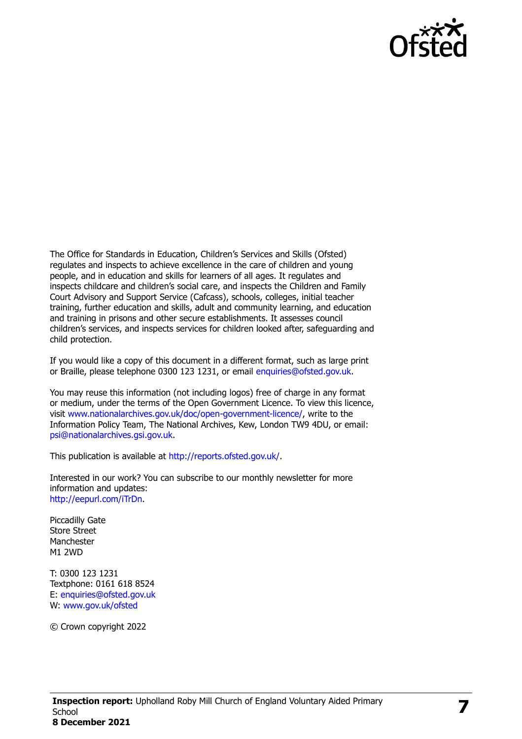The Office for Standards in Education, Children's Services and Skills (Ofsted) regulates and inspects to achieve excellence in the care of children and young people, and in education and skills for learners of all ages. It regulates and inspects childcare and children's social care, and inspects the Children and Family Court Advisory and Support Service (Cafcass), schools, colleges, initial teacher training, further education and skills, adult and community learning, and education and training in prisons and other secure establishments. It assesses council children's services, and inspects services for children looked after, safeguarding and child protection.

If you would like a copy of this document in a different format, such as large print or Braille, please telephone 0300 123 1231, or email enquiries@ofsted.gov.uk.

You may reuse this information (not including logos) free of charge in any format or medium, under the terms of the Open Government Licence. To view this licence, visit www.nationalarchives.gov.uk/doc/open-government-licence/, write to the Information Policy Team, The National Archives, Kew, London TW9 4DU, or email: psi@nationalarchives.gsi.gov.uk.

This publication is available at http://reports.ofsted.gov.uk/.

Interested in our work? You can subscribe to our monthly newsletter for more information and updates: http://eepurl.com/iTrDn.

Piccadilly Gate
Store Street
Manchester
M1 2WD

T: 0300 123 1231
Textphone: 0161 618 8524
E: enquiries@ofsted.gov.uk
W: www.gov.uk/ofsted

© Crown copyright 2022